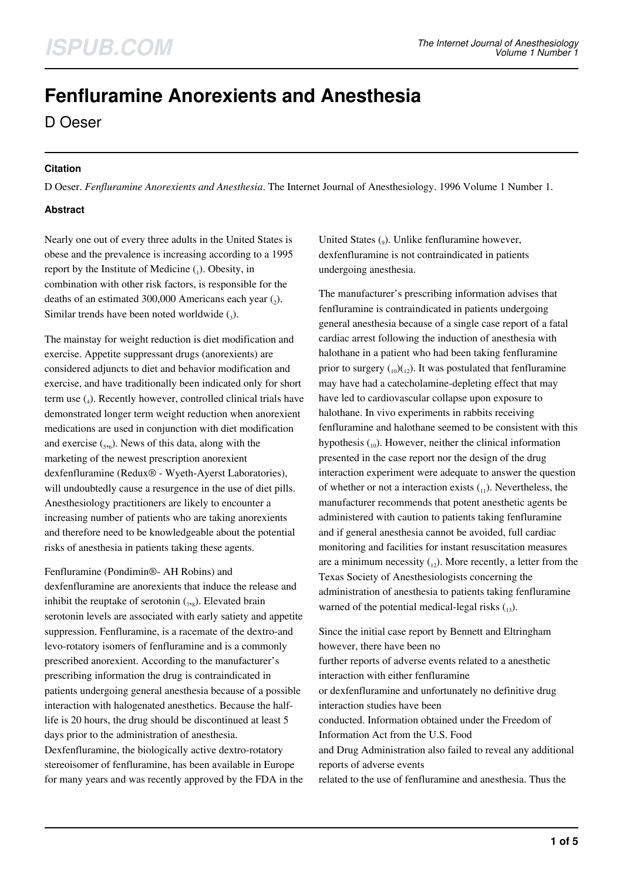# Fenfluramine Anorexients and Anesthesia

D Oeser

### Citation

D Oeser. *Fenfluramine Anorexients and Anesthesia*. The Internet Journal of Anesthesiology. 1996 Volume 1 Number 1.

### Abstract

Nearly one out of every three adults in the United States is obese and the prevalence is increasing according to a 1995 report by the Institute of Medicine (1). Obesity, in combination with other risk factors, is responsible for the deaths of an estimated 300,000 Americans each year (2). Similar trends have been noted worldwide (3).

The mainstay for weight reduction is diet modification and exercise. Appetite suppressant drugs (anorexients) are considered adjuncts to diet and behavior modification and exercise, and have traditionally been indicated only for short term use (4). Recently however, controlled clinical trials have demonstrated longer term weight reduction when anorexient medications are used in conjunction with diet modification and exercise (5,6). News of this data, along with the marketing of the newest prescription anorexient dexfenfluramine (Redux® - Wyeth-Ayerst Laboratories), will undoubtedly cause a resurgence in the use of diet pills. Anesthesiology practitioners are likely to encounter a increasing number of patients who are taking anorexients and therefore need to be knowledgeable about the potential risks of anesthesia in patients taking these agents.

Fenfluramine (Pondimin®- AH Robins) and dexfenfluramine are anorexients that induce the release and inhibit the reuptake of serotonin (7,8). Elevated brain serotonin levels are associated with early satiety and appetite suppression. Fenfluramine, is a racemate of the dextro-and levo-rotatory isomers of fenfluramine and is a commonly prescribed anorexient. According to the manufacturer's prescribing information the drug is contraindicated in patients undergoing general anesthesia because of a possible interaction with halogenated anesthetics. Because the half-life is 20 hours, the drug should be discontinued at least 5 days prior to the administration of anesthesia. Dexfenfluramine, the biologically active dextro-rotatory stereoisomer of fenfluramine, has been available in Europe for many years and was recently approved by the FDA in the United States (9). Unlike fenfluramine however, dexfenfluramine is not contraindicated in patients undergoing anesthesia.

The manufacturer's prescribing information advises that fenfluramine is contraindicated in patients undergoing general anesthesia because of a single case report of a fatal cardiac arrest following the induction of anesthesia with halothane in a patient who had been taking fenfluramine prior to surgery (10)(12). It was postulated that fenfluramine may have had a catecholamine-depleting effect that may have led to cardiovascular collapse upon exposure to halothane. In vivo experiments in rabbits receiving fenfluramine and halothane seemed to be consistent with this hypothesis (10). However, neither the clinical information presented in the case report nor the design of the drug interaction experiment were adequate to answer the question of whether or not a interaction exists (11). Nevertheless, the manufacturer recommends that potent anesthetic agents be administered with caution to patients taking fenfluramine and if general anesthesia cannot be avoided, full cardiac monitoring and facilities for instant resuscitation measures are a minimum necessity (12). More recently, a letter from the Texas Society of Anesthesiologists concerning the administration of anesthesia to patients taking fenfluramine warned of the potential medical-legal risks (13).

Since the initial case report by Bennett and Eltringham however, there have been no further reports of adverse events related to a anesthetic interaction with either fenfluramine or dexfenfluramine and unfortunately no definitive drug interaction studies have been conducted. Information obtained under the Freedom of Information Act from the U.S. Food and Drug Administration also failed to reveal any additional reports of adverse events related to the use of fenfluramine and anesthesia. Thus the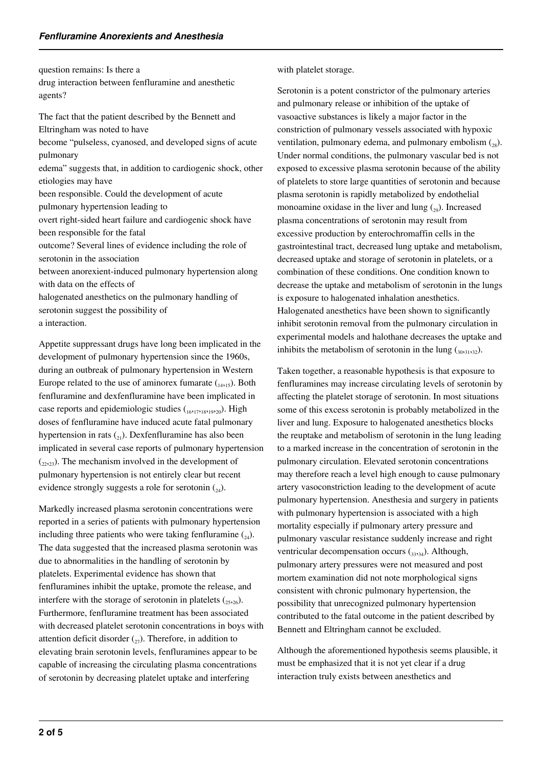question remains: Is there a drug interaction between fenfluramine and anesthetic agents?

The fact that the patient described by the Bennett and Eltringham was noted to have become "pulseless, cyanosed, and developed signs of acute pulmonary edema" suggests that, in addition to cardiogenic shock, other etiologies may have been responsible. Could the development of acute pulmonary hypertension leading to overt right-sided heart failure and cardiogenic shock have been responsible for the fatal outcome? Several lines of evidence including the role of serotonin in the association between anorexient-induced pulmonary hypertension along with data on the effects of halogenated anesthetics on the pulmonary handling of serotonin suggest the possibility of a interaction.

Appetite suppressant drugs have long been implicated in the development of pulmonary hypertension since the 1960s, during an outbreak of pulmonary hypertension in Western Europe related to the use of aminorex fumarate [14,15]. Both fenfluramine and dexfenfluramine have been implicated in case reports and epidemiologic studies [16,17,18,19,20]. High doses of fenfluramine have induced acute fatal pulmonary hypertension in rats [21]. Dexfenfluramine has also been implicated in several case reports of pulmonary hypertension [22,23]. The mechanism involved in the development of pulmonary hypertension is not entirely clear but recent evidence strongly suggests a role for serotonin [24].

Markedly increased plasma serotonin concentrations were reported in a series of patients with pulmonary hypertension including three patients who were taking fenfluramine [24]. The data suggested that the increased plasma serotonin was due to abnormalities in the handling of serotonin by platelets. Experimental evidence has shown that fenfluramines inhibit the uptake, promote the release, and interfere with the storage of serotonin in platelets [25,26]. Furthermore, fenfluramine treatment has been associated with decreased platelet serotonin concentrations in boys with attention deficit disorder [27]. Therefore, in addition to elevating brain serotonin levels, fenfluramines appear to be capable of increasing the circulating plasma concentrations of serotonin by decreasing platelet uptake and interfering with platelet storage.

Serotonin is a potent constrictor of the pulmonary arteries and pulmonary release or inhibition of the uptake of vasoactive substances is likely a major factor in the constriction of pulmonary vessels associated with hypoxic ventilation, pulmonary edema, and pulmonary embolism [28]. Under normal conditions, the pulmonary vascular bed is not exposed to excessive plasma serotonin because of the ability of platelets to store large quantities of serotonin and because plasma serotonin is rapidly metabolized by endothelial monoamine oxidase in the liver and lung [29]. Increased plasma concentrations of serotonin may result from excessive production by enterochromaffin cells in the gastrointestinal tract, decreased lung uptake and metabolism, decreased uptake and storage of serotonin in platelets, or a combination of these conditions. One condition known to decrease the uptake and metabolism of serotonin in the lungs is exposure to halogenated inhalation anesthetics. Halogenated anesthetics have been shown to significantly inhibit serotonin removal from the pulmonary circulation in experimental models and halothane decreases the uptake and inhibits the metabolism of serotonin in the lung [30,31,32].

Taken together, a reasonable hypothesis is that exposure to fenfluramines may increase circulating levels of serotonin by affecting the platelet storage of serotonin. In most situations some of this excess serotonin is probably metabolized in the liver and lung. Exposure to halogenated anesthetics blocks the reuptake and metabolism of serotonin in the lung leading to a marked increase in the concentration of serotonin in the pulmonary circulation. Elevated serotonin concentrations may therefore reach a level high enough to cause pulmonary artery vasoconstriction leading to the development of acute pulmonary hypertension. Anesthesia and surgery in patients with pulmonary hypertension is associated with a high mortality especially if pulmonary artery pressure and pulmonary vascular resistance suddenly increase and right ventricular decompensation occurs [33,34]. Although, pulmonary artery pressures were not measured and post mortem examination did not note morphological signs consistent with chronic pulmonary hypertension, the possibility that unrecognized pulmonary hypertension contributed to the fatal outcome in the patient described by Bennett and Eltringham cannot be excluded.

Although the aforementioned hypothesis seems plausible, it must be emphasized that it is not yet clear if a drug interaction truly exists between anesthetics and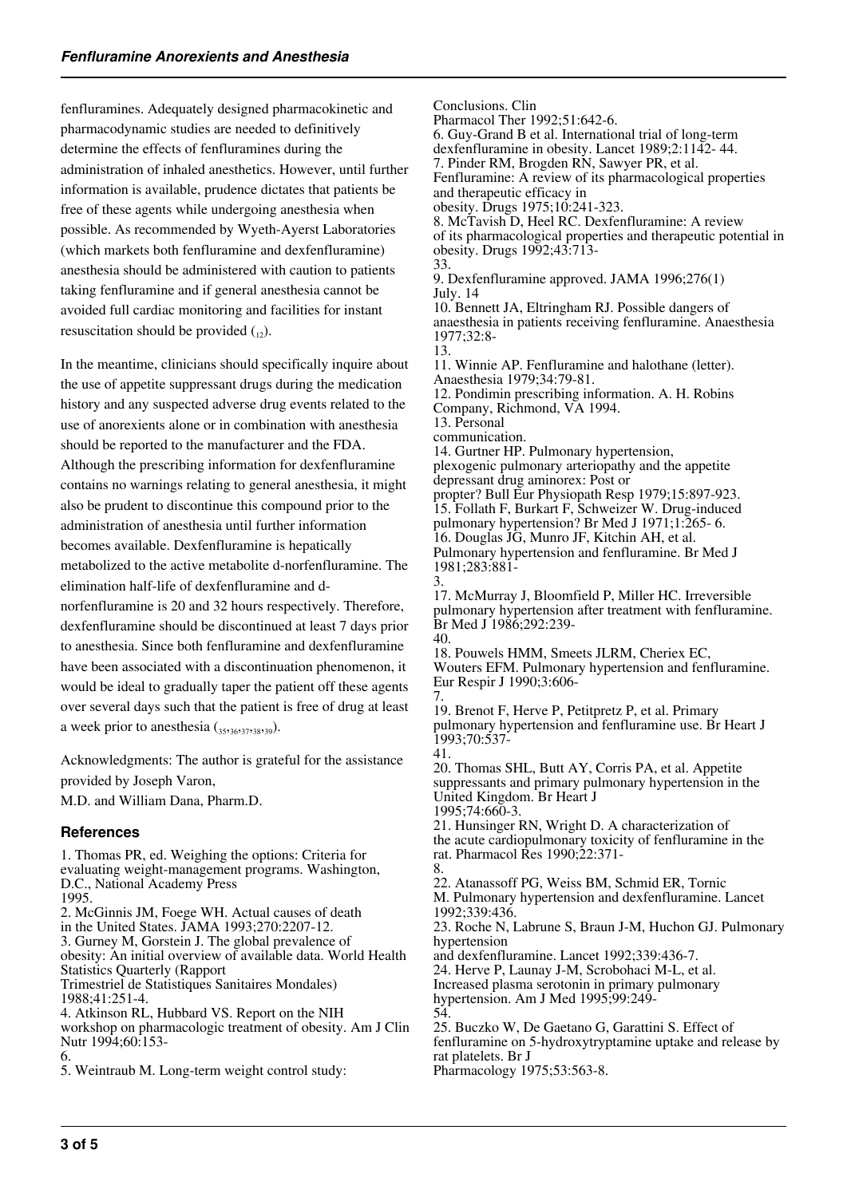fenfluramines. Adequately designed pharmacokinetic and pharmacodynamic studies are needed to definitively determine the effects of fenfluramines during the administration of inhaled anesthetics. However, until further information is available, prudence dictates that patients be free of these agents while undergoing anesthesia when possible. As recommended by Wyeth-Ayerst Laboratories (which markets both fenfluramine and dexfenfluramine) anesthesia should be administered with caution to patients taking fenfluramine and if general anesthesia cannot be avoided full cardiac monitoring and facilities for instant resuscitation should be provided (12).

In the meantime, clinicians should specifically inquire about the use of appetite suppressant drugs during the medication history and any suspected adverse drug events related to the use of anorexients alone or in combination with anesthesia should be reported to the manufacturer and the FDA. Although the prescribing information for dexfenfluramine contains no warnings relating to general anesthesia, it might also be prudent to discontinue this compound prior to the administration of anesthesia until further information becomes available. Dexfenfluramine is hepatically metabolized to the active metabolite d-norfenfluramine. The elimination half-life of dexfenfluramine and d-norfenfluramine is 20 and 32 hours respectively. Therefore, dexfenfluramine should be discontinued at least 7 days prior to anesthesia. Since both fenfluramine and dexfenfluramine have been associated with a discontinuation phenomenon, it would be ideal to gradually taper the patient off these agents over several days such that the patient is free of drug at least a week prior to anesthesia (35,36,37,38,39).

Acknowledgments: The author is grateful for the assistance provided by Joseph Varon, M.D. and William Dana, Pharm.D.

## References

1. Thomas PR, ed. Weighing the options: Criteria for evaluating weight-management programs. Washington, D.C., National Academy Press 1995.
2. McGinnis JM, Foege WH. Actual causes of death in the United States. JAMA 1993;270:2207-12.
3. Gurney M, Gorstein J. The global prevalence of obesity: An initial overview of available data. World Health Statistics Quarterly (Rapport Trimestriel de Statistiques Sanitaires Mondales) 1988;41:251-4.
4. Atkinson RL, Hubbard VS. Report on the NIH workshop on pharmacologic treatment of obesity. Am J Clin Nutr 1994;60:153-6.
5. Weintraub M. Long-term weight control study: Conclusions. Clin Pharmacol Ther 1992;51:642-6.
6. Guy-Grand B et al. International trial of long-term dexfenfluramine in obesity. Lancet 1989;2:1142- 44.
7. Pinder RM, Brogden RN, Sawyer PR, et al. Fenfluramine: A review of its pharmacological properties and therapeutic efficacy in obesity. Drugs 1975;10:241-323.
8. McTavish D, Heel RC. Dexfenfluramine: A review of its pharmacological properties and therapeutic potential in obesity. Drugs 1992;43:713-33.
9. Dexfenfluramine approved. JAMA 1996;276(1) July. 14
10. Bennett JA, Eltringham RJ. Possible dangers of anaesthesia in patients receiving fenfluramine. Anaesthesia 1977;32:8-13.
11. Winnie AP. Fenfluramine and halothane (letter). Anaesthesia 1979;34:79-81.
12. Pondimin prescribing information. A. H. Robins Company, Richmond, VA 1994.
13. Personal communication.
14. Gurtner HP. Pulmonary hypertension, plexogenic pulmonary arteriopathy and the appetite depressant drug aminorex: Post or propter? Bull Eur Physiopath Resp 1979;15:897-923.
15. Follath F, Burkart F, Schweizer W. Drug-induced pulmonary hypertension? Br Med J 1971;1:265- 6.
16. Douglas JG, Munro JF, Kitchin AH, et al. Pulmonary hypertension and fenfluramine. Br Med J 1981;283:881-3.
17. McMurray J, Bloomfield P, Miller HC. Irreversible pulmonary hypertension after treatment with fenfluramine. Br Med J 1986;292:239-40.
18. Pouwels HMM, Smeets JLRM, Cheriex EC, Wouters EFM. Pulmonary hypertension and fenfluramine. Eur Respir J 1990;3:606-7.
19. Brenot F, Herve P, Petitpretz P, et al. Primary pulmonary hypertension and fenfluramine use. Br Heart J 1993;70:537-41.
20. Thomas SHL, Butt AY, Corris PA, et al. Appetite suppressants and primary pulmonary hypertension in the United Kingdom. Br Heart J 1995;74:660-3.
21. Hunsinger RN, Wright D. A characterization of the acute cardiopulmonary toxicity of fenfluramine in the rat. Pharmacol Res 1990;22:371-8.
22. Atanassoff PG, Weiss BM, Schmid ER, Tornic M. Pulmonary hypertension and dexfenfluramine. Lancet 1992;339:436.
23. Roche N, Labrune S, Braun J-M, Huchon GJ. Pulmonary hypertension and dexfenfluramine. Lancet 1992;339:436-7.
24. Herve P, Launay J-M, Scrobohaci M-L, et al. Increased plasma serotonin in primary pulmonary hypertension. Am J Med 1995;99:249-54.
25. Buczko W, De Gaetano G, Garattini S. Effect of fenfluramine on 5-hydroxytryptamine uptake and release by rat platelets. Br J Pharmacology 1975;53:563-8.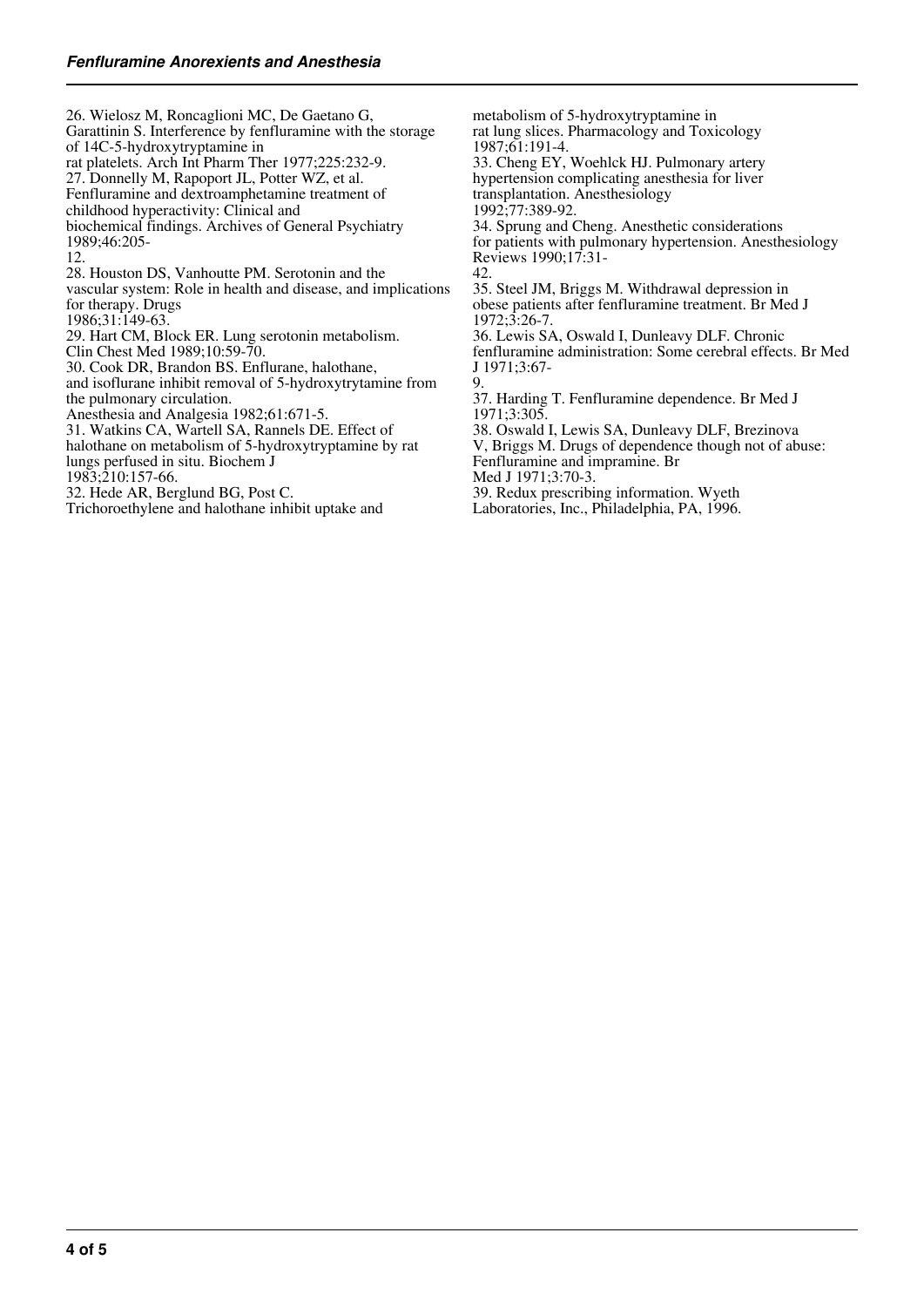26. Wielosz M, Roncaglioni MC, De Gaetano G, Garattinin S. Interference by fenfluramine with the storage of 14C-5-hydroxytryptamine in rat platelets. Arch Int Pharm Ther 1977;225:232-9.

27. Donnelly M, Rapoport JL, Potter WZ, et al. Fenfluramine and dextroamphetamine treatment of childhood hyperactivity: Clinical and biochemical findings. Archives of General Psychiatry 1989;46:205-12.

28. Houston DS, Vanhoutte PM. Serotonin and the vascular system: Role in health and disease, and implications for therapy. Drugs 1986;31:149-63.

29. Hart CM, Block ER. Lung serotonin metabolism. Clin Chest Med 1989;10:59-70.

30. Cook DR, Brandon BS. Enflurane, halothane, and isoflurane inhibit removal of 5-hydroxytrytamine from the pulmonary circulation. Anesthesia and Analgesia 1982;61:671-5.

31. Watkins CA, Wartell SA, Rannels DE. Effect of halothane on metabolism of 5-hydroxytryptamine by rat lungs perfused in situ. Biochem J 1983;210:157-66.

32. Hede AR, Berglund BG, Post C. Trichoroethylene and halothane inhibit uptake and metabolism of 5-hydroxytryptamine in rat lung slices. Pharmacology and Toxicology 1987;61:191-4.

33. Cheng EY, Woehlck HJ. Pulmonary artery hypertension complicating anesthesia for liver transplantation. Anesthesiology 1992;77:389-92.

34. Sprung and Cheng. Anesthetic considerations for patients with pulmonary hypertension. Anesthesiology Reviews 1990;17:31-42.

35. Steel JM, Briggs M. Withdrawal depression in obese patients after fenfluramine treatment. Br Med J 1972;3:26-7.

36. Lewis SA, Oswald I, Dunleavy DLF. Chronic fenfluramine administration: Some cerebral effects. Br Med J 1971;3:67-9.

37. Harding T. Fenfluramine dependence. Br Med J 1971;3:305.

38. Oswald I, Lewis SA, Dunleavy DLF, Brezinova V, Briggs M. Drugs of dependence though not of abuse: Fenfluramine and impramine. Br Med J 1971;3:70-3.

39. Redux prescribing information. Wyeth Laboratories, Inc., Philadelphia, PA, 1996.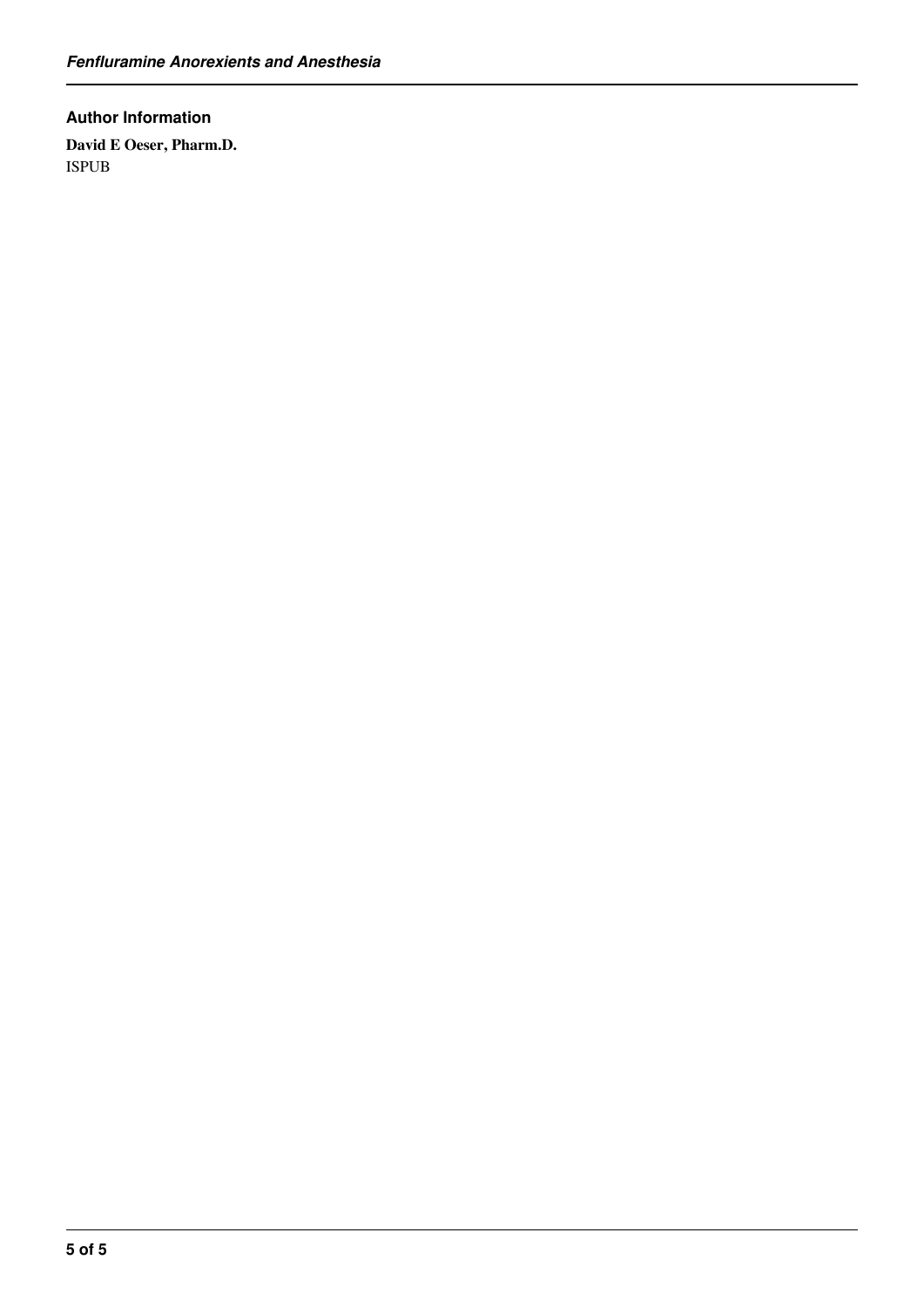### Author Information

**David E Oeser, Pharm.D.**
ISPUB